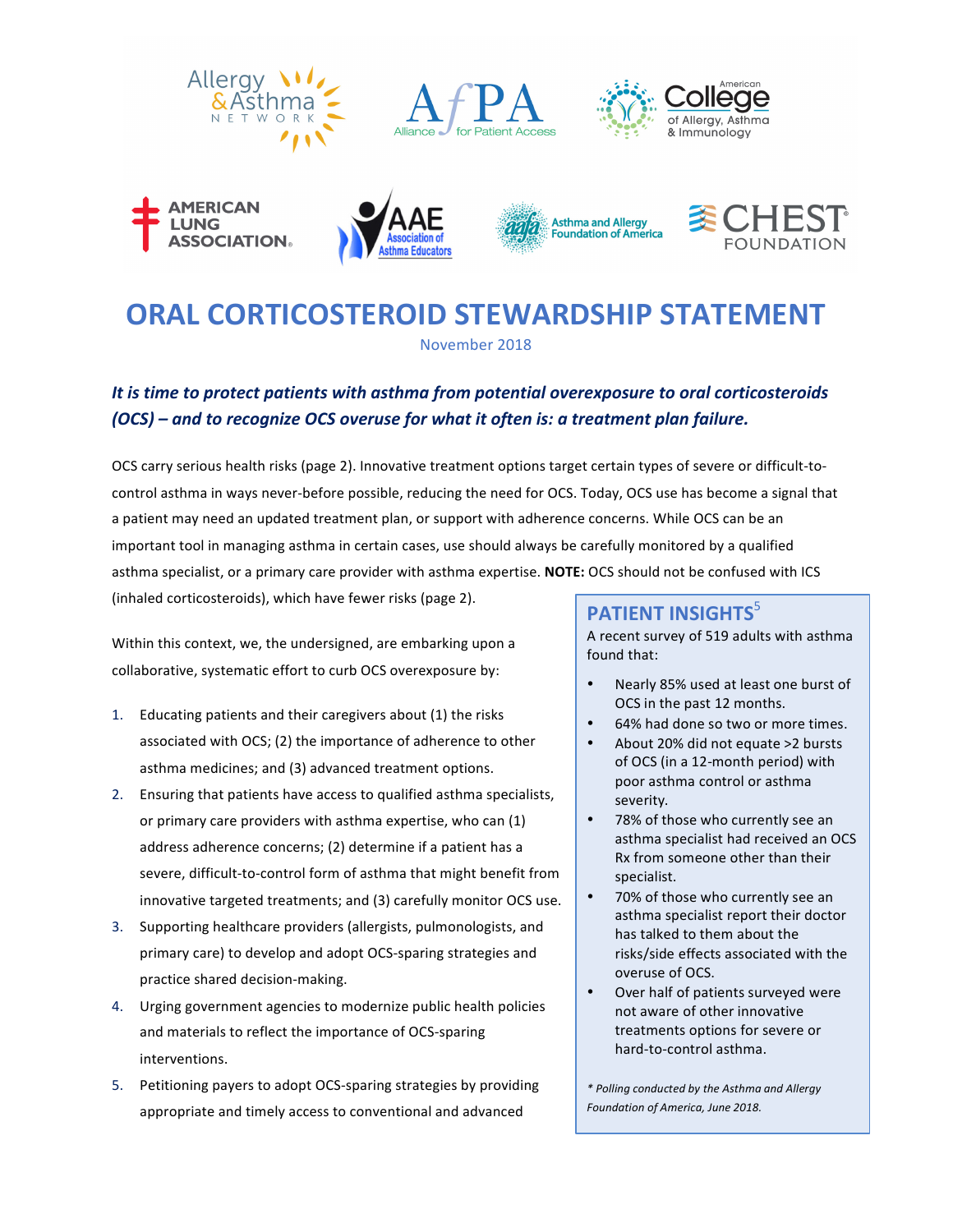# ORAL CORTICOSTEROID STEWARDSHIP STATEMENT

November 2018

***It is time to protect patients with asthma from potential overexposure to oral corticosteroids (OCS) – and to recognize OCS overuse for what it often is: a treatment plan failure.***

OCS carry serious health risks (page 2). Innovative treatment options target certain types of severe or difficult-to-control asthma in ways never-before possible, reducing the need for OCS. Today, OCS use has become a signal that a patient may need an updated treatment plan, or support with adherence concerns. While OCS can be an important tool in managing asthma in certain cases, use should always be carefully monitored by a qualified asthma specialist, or a primary care provider with asthma expertise. **NOTE:** OCS should not be confused with ICS (inhaled corticosteroids), which have fewer risks (page 2).

Within this context, we, the undersigned, are embarking upon a collaborative, systematic effort to curb OCS overexposure by:

1. Educating patients and their caregivers about (1) the risks associated with OCS; (2) the importance of adherence to other asthma medicines; and (3) advanced treatment options.
2. Ensuring that patients have access to qualified asthma specialists, or primary care providers with asthma expertise, who can (1) address adherence concerns; (2) determine if a patient has a severe, difficult-to-control form of asthma that might benefit from innovative targeted treatments; and (3) carefully monitor OCS use.
3. Supporting healthcare providers (allergists, pulmonologists, and primary care) to develop and adopt OCS-sparing strategies and practice shared decision-making.
4. Urging government agencies to modernize public health policies and materials to reflect the importance of OCS-sparing interventions.
5. Petitioning payers to adopt OCS-sparing strategies by providing appropriate and timely access to conventional and advanced

## PATIENT INSIGHTS[5]

A recent survey of 519 adults with asthma found that:

- Nearly 85% used at least one burst of OCS in the past 12 months.
- 64% had done so two or more times.
- About 20% did not equate >2 bursts of OCS (in a 12-month period) with poor asthma control or asthma severity.
- 78% of those who currently see an asthma specialist had received an OCS Rx from someone other than their specialist.
- 70% of those who currently see an asthma specialist report their doctor has talked to them about the risks/side effects associated with the overuse of OCS.
- Over half of patients surveyed were not aware of other innovative treatments options for severe or hard-to-control asthma.

*\* Polling conducted by the Asthma and Allergy Foundation of America, June 2018.*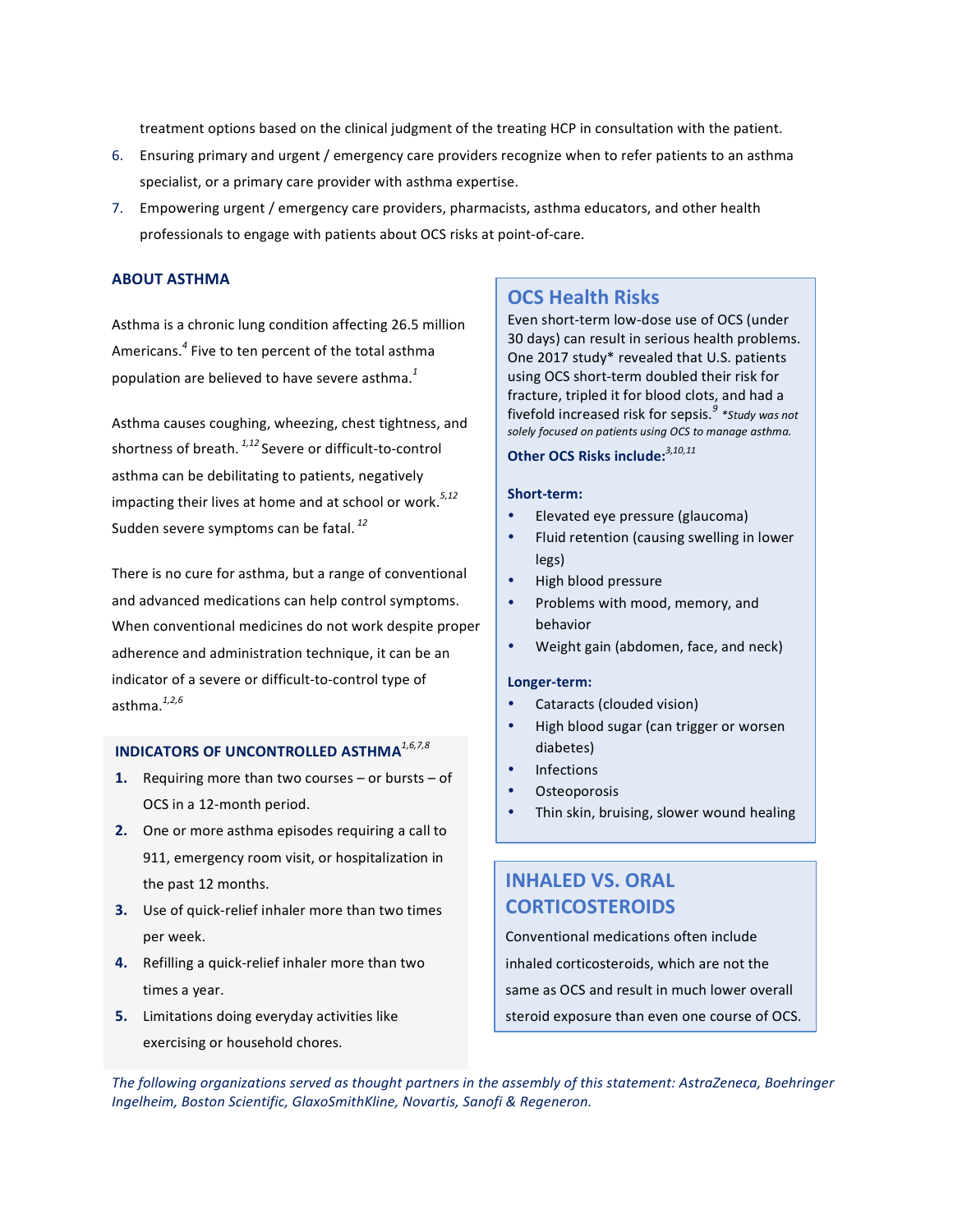treatment options based on the clinical judgment of the treating HCP in consultation with the patient.

6. Ensuring primary and urgent / emergency care providers recognize when to refer patients to an asthma specialist, or a primary care provider with asthma expertise.
7. Empowering urgent / emergency care providers, pharmacists, asthma educators, and other health professionals to engage with patients about OCS risks at point-of-care.

## ABOUT ASTHMA

Asthma is a chronic lung condition affecting 26.5 million Americans.[4] Five to ten percent of the total asthma population are believed to have severe asthma.[1]

Asthma causes coughing, wheezing, chest tightness, and shortness of breath.[1,12] Severe or difficult-to-control asthma can be debilitating to patients, negatively impacting their lives at home and at school or work.[5,12] Sudden severe symptoms can be fatal.[12]

There is no cure for asthma, but a range of conventional and advanced medications can help control symptoms. When conventional medicines do not work despite proper adherence and administration technique, it can be an indicator of a severe or difficult-to-control type of asthma.[1,2,6]

### INDICATORS OF UNCONTROLLED ASTHMA[1,6,7,8]

1. Requiring more than two courses – or bursts – of OCS in a 12-month period.
2. One or more asthma episodes requiring a call to 911, emergency room visit, or hospitalization in the past 12 months.
3. Use of quick-relief inhaler more than two times per week.
4. Refilling a quick-relief inhaler more than two times a year.
5. Limitations doing everyday activities like exercising or household chores.

## OCS Health Risks

Even short-term low-dose use of OCS (under 30 days) can result in serious health problems. One 2017 study* revealed that U.S. patients using OCS short-term doubled their risk for fracture, tripled it for blood clots, and had a fivefold increased risk for sepsis.[9] *\*Study was not solely focused on patients using OCS to manage asthma.*

**Other OCS Risks include:[3,10,11]**

**Short-term:**

- Elevated eye pressure (glaucoma)
- Fluid retention (causing swelling in lower legs)
- High blood pressure
- Problems with mood, memory, and behavior
- Weight gain (abdomen, face, and neck)

**Longer-term:**

- Cataracts (clouded vision)
- High blood sugar (can trigger or worsen diabetes)
- Infections
- Osteoporosis
- Thin skin, bruising, slower wound healing

## INHALED VS. ORAL CORTICOSTEROIDS

Conventional medications often include inhaled corticosteroids, which are not the same as OCS and result in much lower overall steroid exposure than even one course of OCS.

*The following organizations served as thought partners in the assembly of this statement: AstraZeneca, Boehringer Ingelheim, Boston Scientific, GlaxoSmithKline, Novartis, Sanofi & Regeneron.*